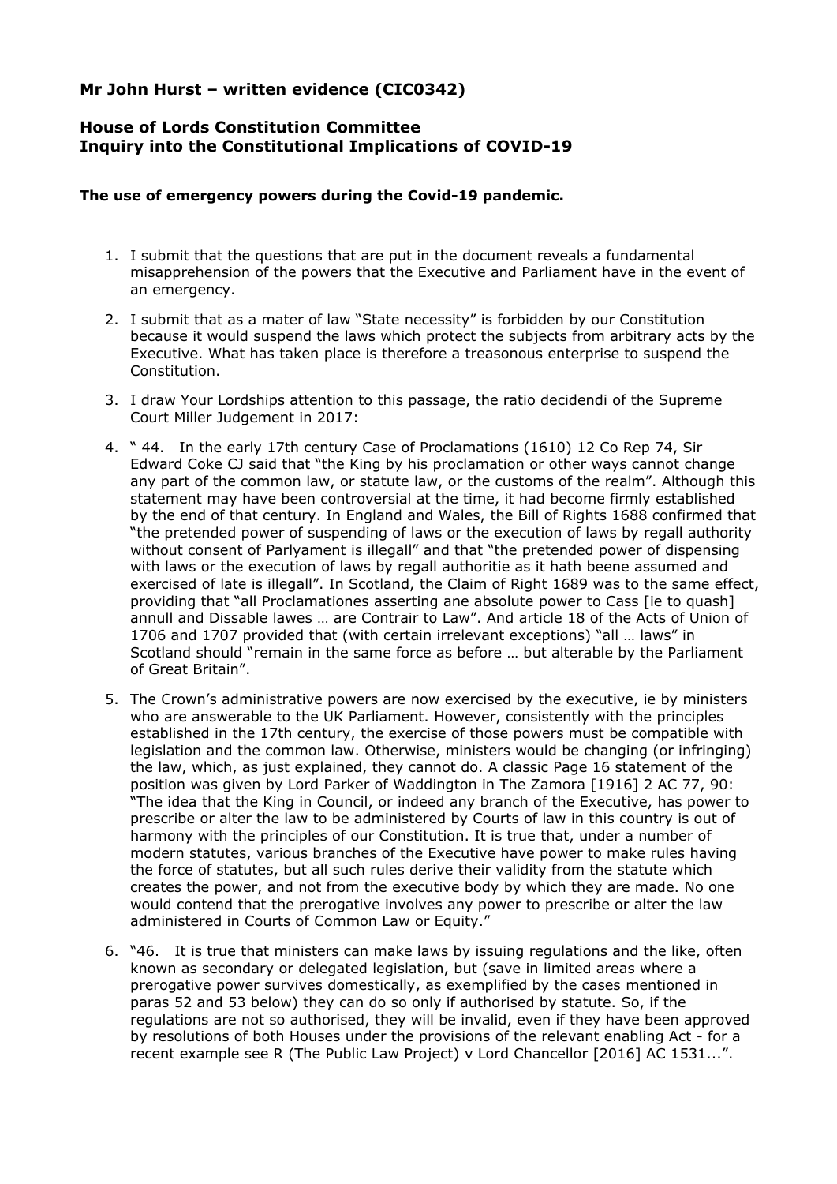**Mr John Hurst – written evidence (CIC0342)**

**House of Lords Constitution Committee**
**Inquiry into the Constitutional Implications of COVID-19**

**The use of emergency powers during the Covid-19 pandemic.**

1. I submit that the questions that are put in the document reveals a fundamental misapprehension of the powers that the Executive and Parliament have in the event of an emergency.

2. I submit that as a mater of law "State necessity" is forbidden by our Constitution because it would suspend the laws which protect the subjects from arbitrary acts by the Executive. What has taken place is therefore a treasonous enterprise to suspend the Constitution.

3. I draw Your Lordships attention to this passage, the ratio decidendi of the Supreme Court Miller Judgement in 2017:

4. " 44. In the early 17th century Case of Proclamations (1610) 12 Co Rep 74, Sir Edward Coke CJ said that "the King by his proclamation or other ways cannot change any part of the common law, or statute law, or the customs of the realm". Although this statement may have been controversial at the time, it had become firmly established by the end of that century. In England and Wales, the Bill of Rights 1688 confirmed that "the pretended power of suspending of laws or the execution of laws by regall authority without consent of Parlyament is illegall" and that "the pretended power of dispensing with laws or the execution of laws by regall authoritie as it hath beene assumed and exercised of late is illegall". In Scotland, the Claim of Right 1689 was to the same effect, providing that "all Proclamationes asserting ane absolute power to Cass [ie to quash] annull and Dissable lawes … are Contrair to Law". And article 18 of the Acts of Union of 1706 and 1707 provided that (with certain irrelevant exceptions) "all … laws" in Scotland should "remain in the same force as before … but alterable by the Parliament of Great Britain".

5. The Crown's administrative powers are now exercised by the executive, ie by ministers who are answerable to the UK Parliament. However, consistently with the principles established in the 17th century, the exercise of those powers must be compatible with legislation and the common law. Otherwise, ministers would be changing (or infringing) the law, which, as just explained, they cannot do. A classic Page 16 statement of the position was given by Lord Parker of Waddington in The Zamora [1916] 2 AC 77, 90: "The idea that the King in Council, or indeed any branch of the Executive, has power to prescribe or alter the law to be administered by Courts of law in this country is out of harmony with the principles of our Constitution. It is true that, under a number of modern statutes, various branches of the Executive have power to make rules having the force of statutes, but all such rules derive their validity from the statute which creates the power, and not from the executive body by which they are made. No one would contend that the prerogative involves any power to prescribe or alter the law administered in Courts of Common Law or Equity."

6. "46. It is true that ministers can make laws by issuing regulations and the like, often known as secondary or delegated legislation, but (save in limited areas where a prerogative power survives domestically, as exemplified by the cases mentioned in paras 52 and 53 below) they can do so only if authorised by statute. So, if the regulations are not so authorised, they will be invalid, even if they have been approved by resolutions of both Houses under the provisions of the relevant enabling Act - for a recent example see R (The Public Law Project) v Lord Chancellor [2016] AC 1531...".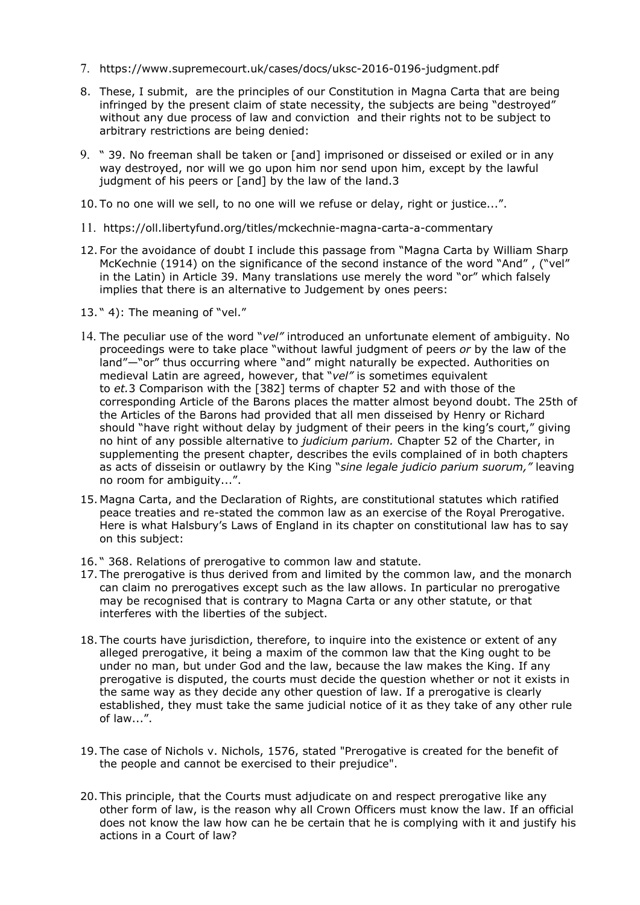7. https://www.supremecourt.uk/cases/docs/uksc-2016-0196-judgment.pdf

8. These, I submit, are the principles of our Constitution in Magna Carta that are being infringed by the present claim of state necessity, the subjects are being "destroyed" without any due process of law and conviction and their rights not to be subject to arbitrary restrictions are being denied:

9. " 39. No freeman shall be taken or [and] imprisoned or disseised or exiled or in any way destroyed, nor will we go upon him nor send upon him, except by the lawful judgment of his peers or [and] by the law of the land.3

10. To no one will we sell, to no one will we refuse or delay, right or justice...".

11. https://oll.libertyfund.org/titles/mckechnie-magna-carta-a-commentary

12. For the avoidance of doubt I include this passage from "Magna Carta by William Sharp McKechnie (1914) on the significance of the second instance of the word "And" , ("vel" in the Latin) in Article 39. Many translations use merely the word "or" which falsely implies that there is an alternative to Judgement by ones peers:

13. " 4): The meaning of "vel."

14. The peculiar use of the word "*vel"* introduced an unfortunate element of ambiguity. No proceedings were to take place "without lawful judgment of peers *or* by the law of the land"—"or" thus occurring where "and" might naturally be expected. Authorities on medieval Latin are agreed, however, that "*vel"* is sometimes equivalent to *et.*3 Comparison with the [382] terms of chapter 52 and with those of the corresponding Article of the Barons places the matter almost beyond doubt. The 25th of the Articles of the Barons had provided that all men disseised by Henry or Richard should "have right without delay by judgment of their peers in the king's court," giving no hint of any possible alternative to *judicium parium.* Chapter 52 of the Charter, in supplementing the present chapter, describes the evils complained of in both chapters as acts of disseisin or outlawry by the King "*sine legale judicio parium suorum,"* leaving no room for ambiguity...".

15. Magna Carta, and the Declaration of Rights, are constitutional statutes which ratified peace treaties and re-stated the common law as an exercise of the Royal Prerogative. Here is what Halsbury's Laws of England in its chapter on constitutional law has to say on this subject:

16. " 368. Relations of prerogative to common law and statute.

17. The prerogative is thus derived from and limited by the common law, and the monarch can claim no prerogatives except such as the law allows. In particular no prerogative may be recognised that is contrary to Magna Carta or any other statute, or that interferes with the liberties of the subject.

18. The courts have jurisdiction, therefore, to inquire into the existence or extent of any alleged prerogative, it being a maxim of the common law that the King ought to be under no man, but under God and the law, because the law makes the King. If any prerogative is disputed, the courts must decide the question whether or not it exists in the same way as they decide any other question of law. If a prerogative is clearly established, they must take the same judicial notice of it as they take of any other rule of law...".

19. The case of Nichols v. Nichols, 1576, stated "Prerogative is created for the benefit of the people and cannot be exercised to their prejudice".

20. This principle, that the Courts must adjudicate on and respect prerogative like any other form of law, is the reason why all Crown Officers must know the law. If an official does not know the law how can he be certain that he is complying with it and justify his actions in a Court of law?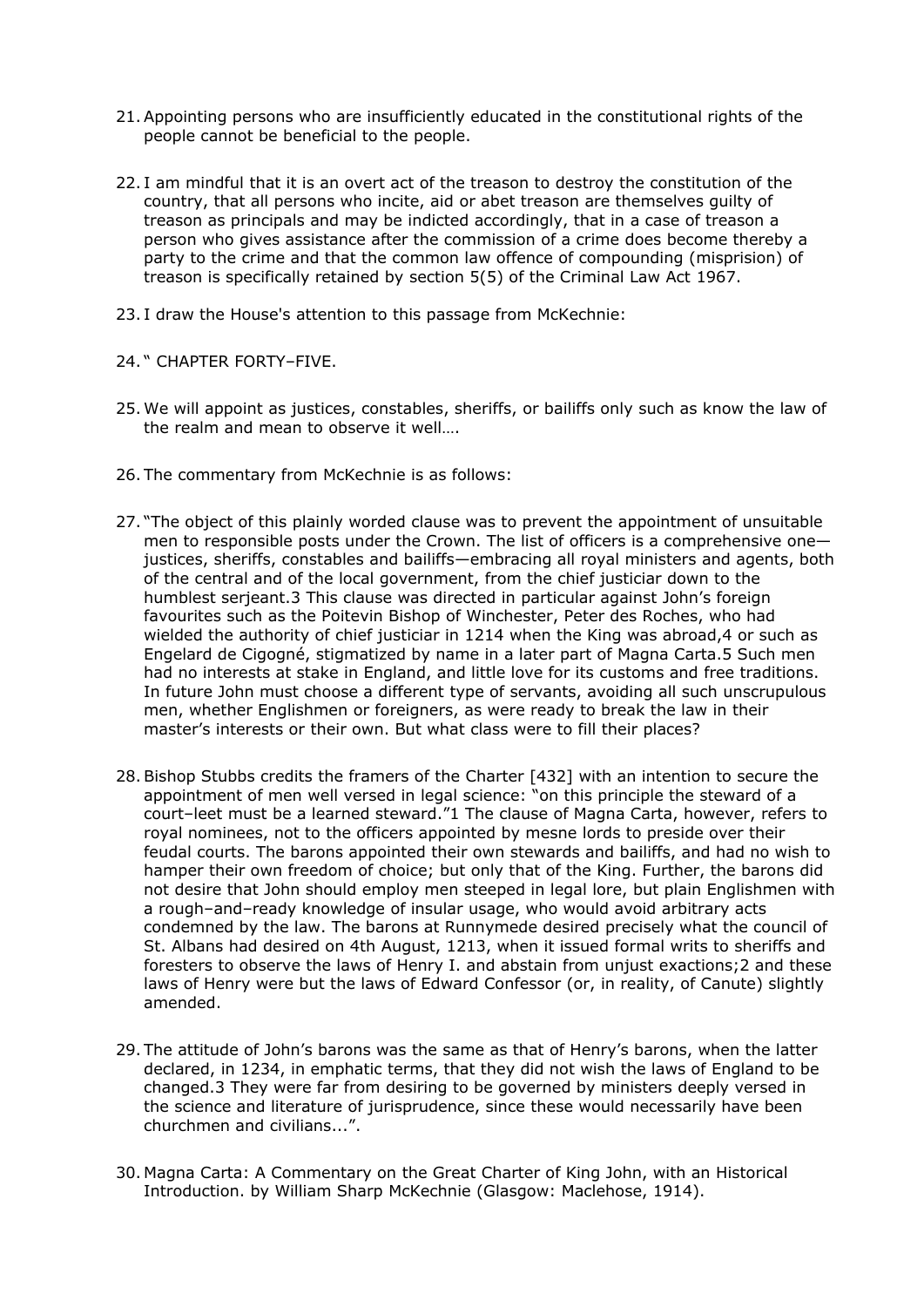21. Appointing persons who are insufficiently educated in the constitutional rights of the people cannot be beneficial to the people.

22. I am mindful that it is an overt act of the treason to destroy the constitution of the country, that all persons who incite, aid or abet treason are themselves guilty of treason as principals and may be indicted accordingly, that in a case of treason a person who gives assistance after the commission of a crime does become thereby a party to the crime and that the common law offence of compounding (misprision) of treason is specifically retained by section 5(5) of the Criminal Law Act 1967.

23. I draw the House's attention to this passage from McKechnie:

24. " CHAPTER FORTY–FIVE.

25. We will appoint as justices, constables, sheriffs, or bailiffs only such as know the law of the realm and mean to observe it well….

26. The commentary from McKechnie is as follows:

27. "The object of this plainly worded clause was to prevent the appointment of unsuitable men to responsible posts under the Crown. The list of officers is a comprehensive one—justices, sheriffs, constables and bailiffs—embracing all royal ministers and agents, both of the central and of the local government, from the chief justiciar down to the humblest serjeant.3 This clause was directed in particular against John's foreign favourites such as the Poitevin Bishop of Winchester, Peter des Roches, who had wielded the authority of chief justiciar in 1214 when the King was abroad,4 or such as Engelard de Cigogné, stigmatized by name in a later part of Magna Carta.5 Such men had no interests at stake in England, and little love for its customs and free traditions. In future John must choose a different type of servants, avoiding all such unscrupulous men, whether Englishmen or foreigners, as were ready to break the law in their master's interests or their own. But what class were to fill their places?

28. Bishop Stubbs credits the framers of the Charter [432] with an intention to secure the appointment of men well versed in legal science: "on this principle the steward of a court–leet must be a learned steward."1 The clause of Magna Carta, however, refers to royal nominees, not to the officers appointed by mesne lords to preside over their feudal courts. The barons appointed their own stewards and bailiffs, and had no wish to hamper their own freedom of choice; but only that of the King. Further, the barons did not desire that John should employ men steeped in legal lore, but plain Englishmen with a rough–and–ready knowledge of insular usage, who would avoid arbitrary acts condemned by the law. The barons at Runnymede desired precisely what the council of St. Albans had desired on 4th August, 1213, when it issued formal writs to sheriffs and foresters to observe the laws of Henry I. and abstain from unjust exactions;2 and these laws of Henry were but the laws of Edward Confessor (or, in reality, of Canute) slightly amended.

29. The attitude of John's barons was the same as that of Henry's barons, when the latter declared, in 1234, in emphatic terms, that they did not wish the laws of England to be changed.3 They were far from desiring to be governed by ministers deeply versed in the science and literature of jurisprudence, since these would necessarily have been churchmen and civilians...".

30. Magna Carta: A Commentary on the Great Charter of King John, with an Historical Introduction. by William Sharp McKechnie (Glasgow: Maclehose, 1914).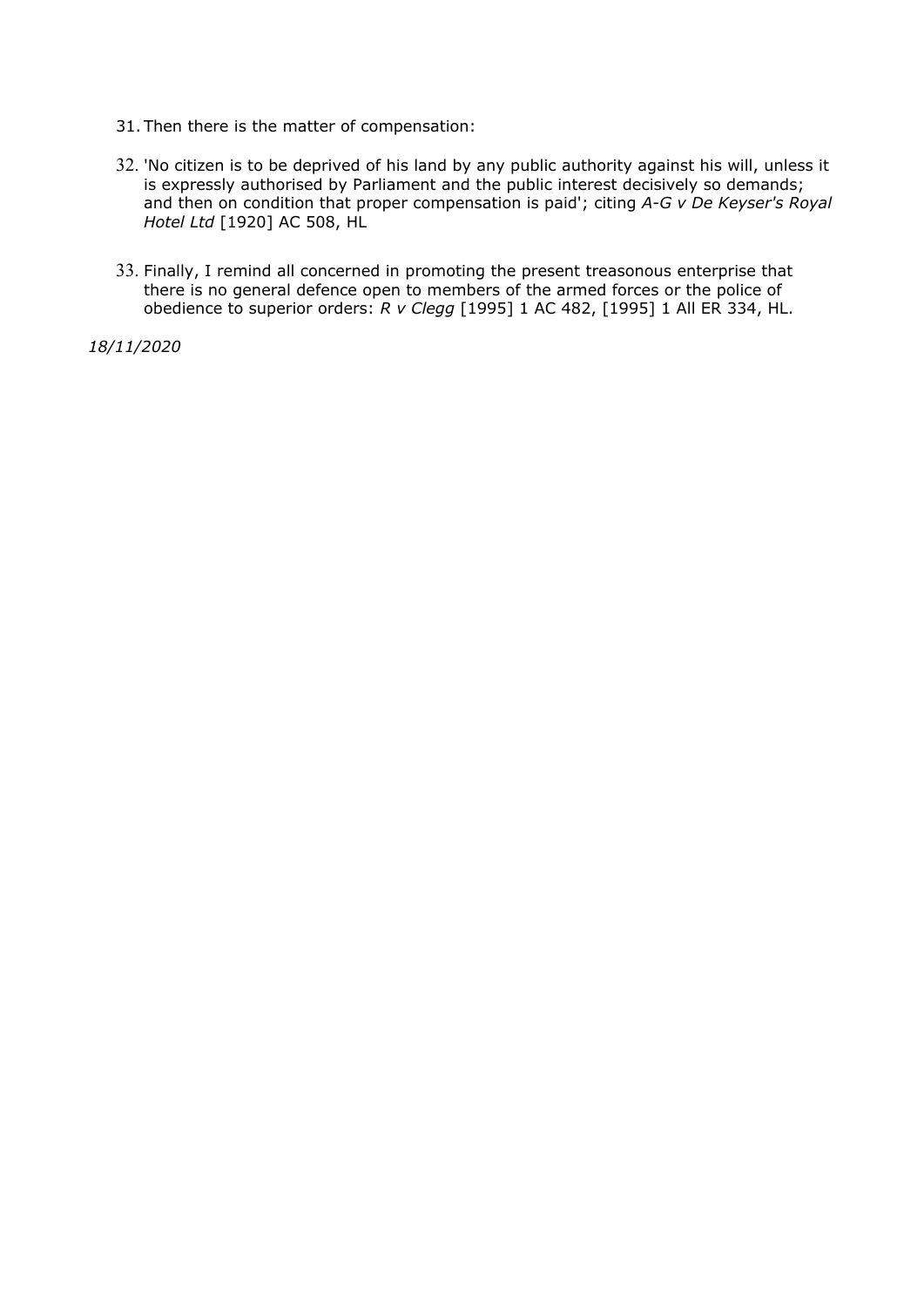31. Then there is the matter of compensation:

32. 'No citizen is to be deprived of his land by any public authority against his will, unless it is expressly authorised by Parliament and the public interest decisively so demands; and then on condition that proper compensation is paid'; citing *A-G v De Keyser's Royal Hotel Ltd* [1920] AC 508, HL

33. Finally, I remind all concerned in promoting the present treasonous enterprise that there is no general defence open to members of the armed forces or the police of obedience to superior orders: *R v Clegg* [1995] 1 AC 482, [1995] 1 All ER 334, HL.

*18/11/2020*